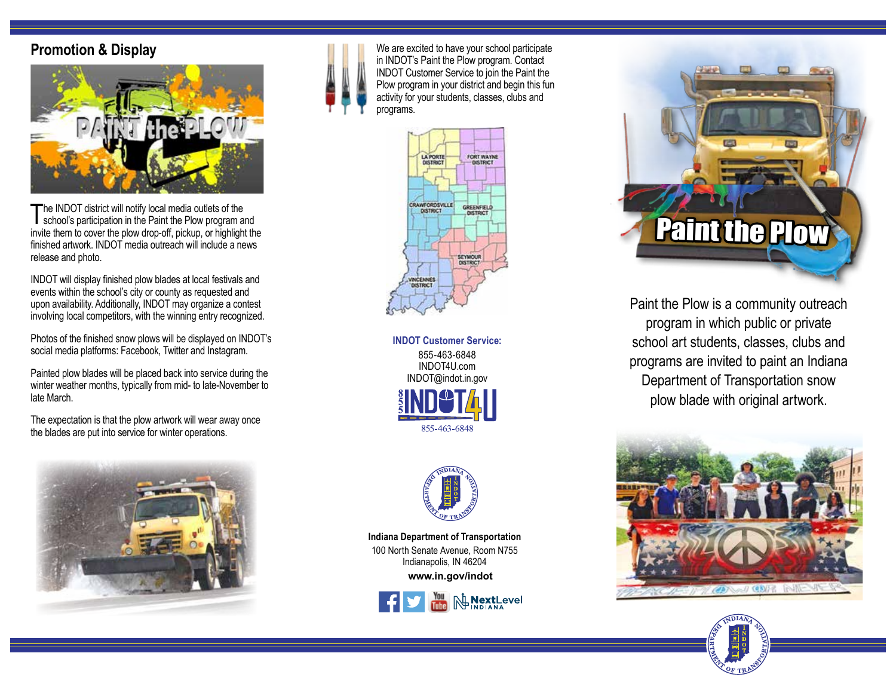## Promotion & Display

The INDOT district will notify local media outlets of the school's participation in the Paint the Plow program and invite them to cover the plow drop-off, pickup, or highlight the finished artwork. INDOT media outreach will include a news release and photo.

INDOT will display finished plow blades at local festivals and events within the school's city or county as requested and upon availability. Additionally, INDOT may organize a contest involving local competitors, with the winning entry recognized.

Photos of the finished snow plows will be displayed on INDOT's social media platforms: Facebook, Twitter and Instagram.

Painted plow blades will be placed back into service during the winter weather months, typically from mid- to late-November to late March.

The expectation is that the plow artwork will wear away once the blades are put into service for winter operations.

We are excited to have your school participate in INDOT's Paint the Plow program. Contact INDOT Customer Service to join the Paint the Plow program in your district and begin this fun activity for your students, classes, clubs and programs.

LA PORTE DISTRICT
FORT WAYNE DISTRICT
CRAWFORDSVILLE DISTRICT
GREENFIELD DISTRICT
SEYMOUR DISTRICT
VINCENNES DISTRICT

**INDOT Customer Service:**
855-463-6848
INDOT4U.com
INDOT@indot.in.gov

**Indiana Department of Transportation**
100 North Senate Avenue, Room N755
Indianapolis, IN 46204
**www.in.gov/indot**

# Paint the Plow

Paint the Plow is a community outreach program in which public or private school art students, classes, clubs and programs are invited to paint an Indiana Department of Transportation snow plow blade with original artwork.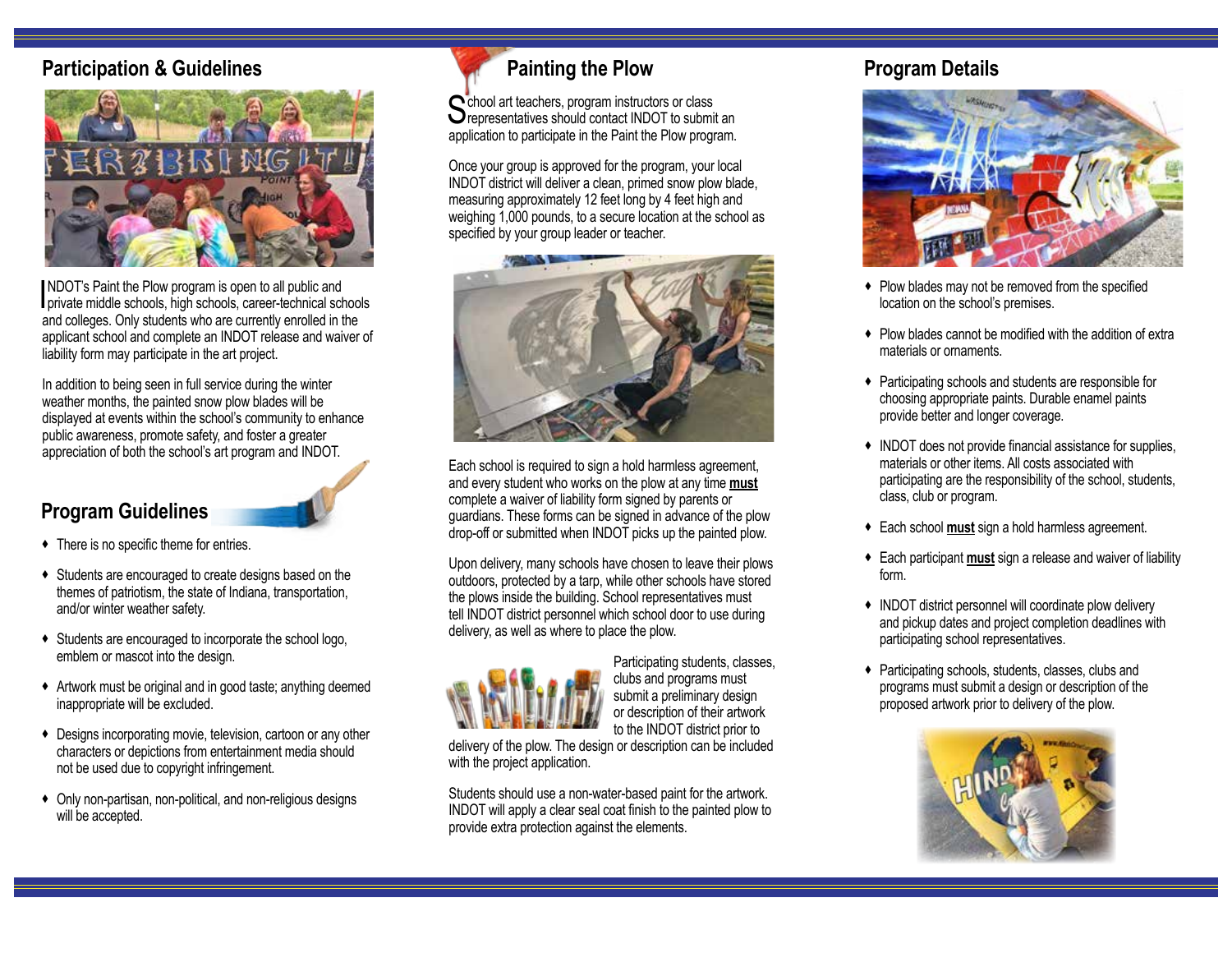## Participation & Guidelines

INDOT's Paint the Plow program is open to all public and private middle schools, high schools, career-technical schools and colleges. Only students who are currently enrolled in the applicant school and complete an INDOT release and waiver of liability form may participate in the art project.

In addition to being seen in full service during the winter weather months, the painted snow plow blades will be displayed at events within the school's community to enhance public awareness, promote safety, and foster a greater appreciation of both the school's art program and INDOT.

## Program Guidelines

- There is no specific theme for entries.
- Students are encouraged to create designs based on the themes of patriotism, the state of Indiana, transportation, and/or winter weather safety.
- Students are encouraged to incorporate the school logo, emblem or mascot into the design.
- Artwork must be original and in good taste; anything deemed inappropriate will be excluded.
- Designs incorporating movie, television, cartoon or any other characters or depictions from entertainment media should not be used due to copyright infringement.
- Only non-partisan, non-political, and non-religious designs will be accepted.

## Painting the Plow

School art teachers, program instructors or class representatives should contact INDOT to submit an application to participate in the Paint the Plow program.

Once your group is approved for the program, your local INDOT district will deliver a clean, primed snow plow blade, measuring approximately 12 feet long by 4 feet high and weighing 1,000 pounds, to a secure location at the school as specified by your group leader or teacher.

Each school is required to sign a hold harmless agreement, and every student who works on the plow at any time **must** complete a waiver of liability form signed by parents or guardians. These forms can be signed in advance of the plow drop-off or submitted when INDOT picks up the painted plow.

Upon delivery, many schools have chosen to leave their plows outdoors, protected by a tarp, while other schools have stored the plows inside the building. School representatives must tell INDOT district personnel which school door to use during delivery, as well as where to place the plow.

Participating students, classes, clubs and programs must submit a preliminary design or description of their artwork to the INDOT district prior to delivery of the plow. The design or description can be included with the project application.

Students should use a non-water-based paint for the artwork. INDOT will apply a clear seal coat finish to the painted plow to provide extra protection against the elements.

## Program Details

- Plow blades may not be removed from the specified location on the school's premises.
- Plow blades cannot be modified with the addition of extra materials or ornaments.
- Participating schools and students are responsible for choosing appropriate paints. Durable enamel paints provide better and longer coverage.
- INDOT does not provide financial assistance for supplies, materials or other items. All costs associated with participating are the responsibility of the school, students, class, club or program.
- Each school **must** sign a hold harmless agreement.
- Each participant **must** sign a release and waiver of liability form.
- INDOT district personnel will coordinate plow delivery and pickup dates and project completion deadlines with participating school representatives.
- Participating schools, students, classes, clubs and programs must submit a design or description of the proposed artwork prior to delivery of the plow.